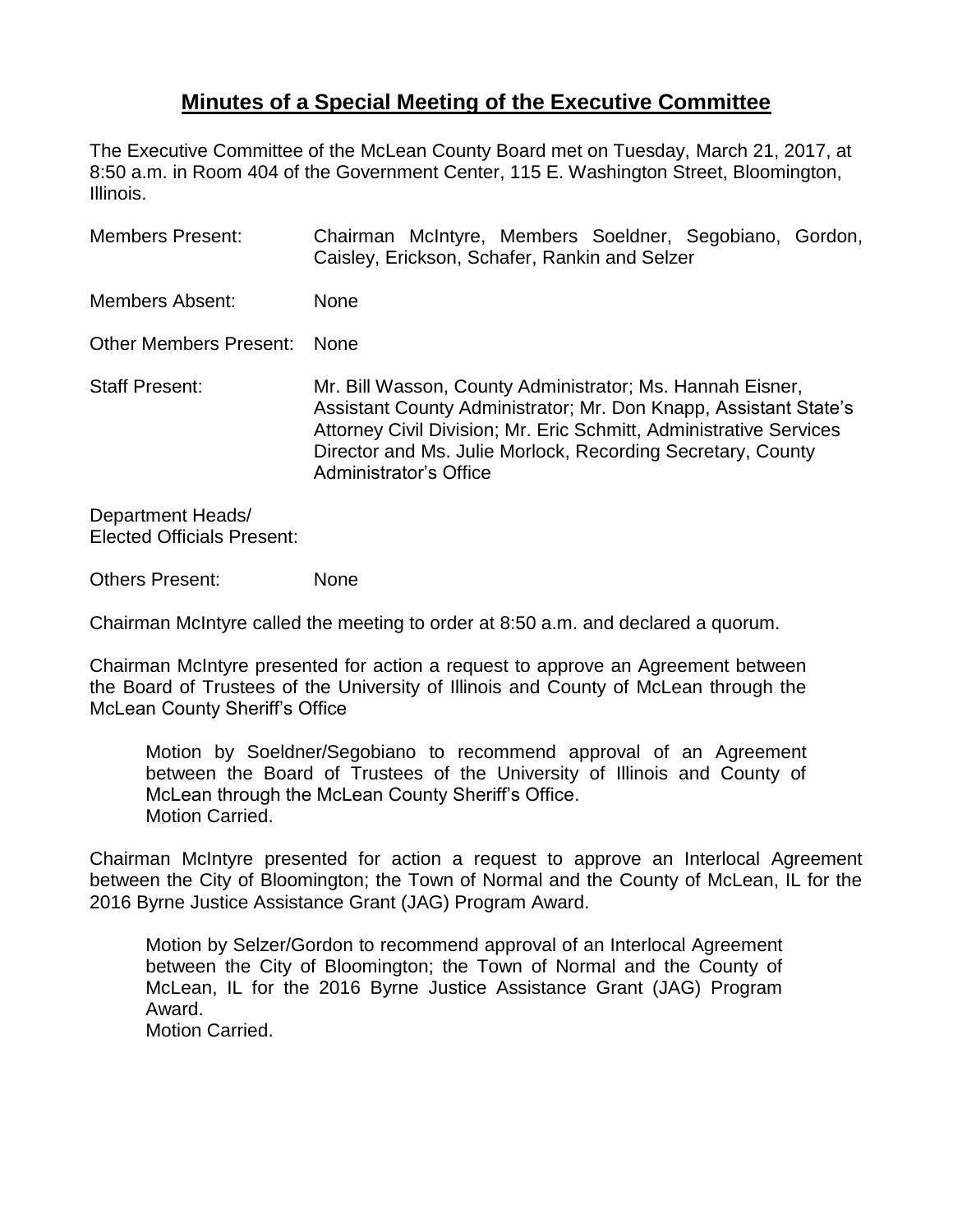# **Minutes of a Special Meeting of the Executive Committee**

The Executive Committee of the McLean County Board met on Tuesday, March 21, 2017, at 8:50 a.m. in Room 404 of the Government Center, 115 E. Washington Street, Bloomington, Illinois.

Members Present: Chairman McIntyre, Members Soeldner, Segobiano, Gordon, Caisley, Erickson, Schafer, Rankin and Selzer

Members Absent: None

Other Members Present: None

Staff Present: Mr. Bill Wasson, County Administrator; Ms. Hannah Eisner, Assistant County Administrator; Mr. Don Knapp, Assistant State's Attorney Civil Division; Mr. Eric Schmitt, Administrative Services Director and Ms. Julie Morlock, Recording Secretary, County Administrator's Office

Department Heads/
Elected Officials Present:

Others Present: None

Chairman McIntyre called the meeting to order at 8:50 a.m. and declared a quorum.

Chairman McIntyre presented for action a request to approve an Agreement between the Board of Trustees of the University of Illinois and County of McLean through the McLean County Sheriff's Office

> Motion by Soeldner/Segobiano to recommend approval of an Agreement between the Board of Trustees of the University of Illinois and County of McLean through the McLean County Sheriff's Office.
> Motion Carried.

Chairman McIntyre presented for action a request to approve an Interlocal Agreement between the City of Bloomington; the Town of Normal and the County of McLean, IL for the 2016 Byrne Justice Assistance Grant (JAG) Program Award.

> Motion by Selzer/Gordon to recommend approval of an Interlocal Agreement between the City of Bloomington; the Town of Normal and the County of McLean, IL for the 2016 Byrne Justice Assistance Grant (JAG) Program Award.
> Motion Carried.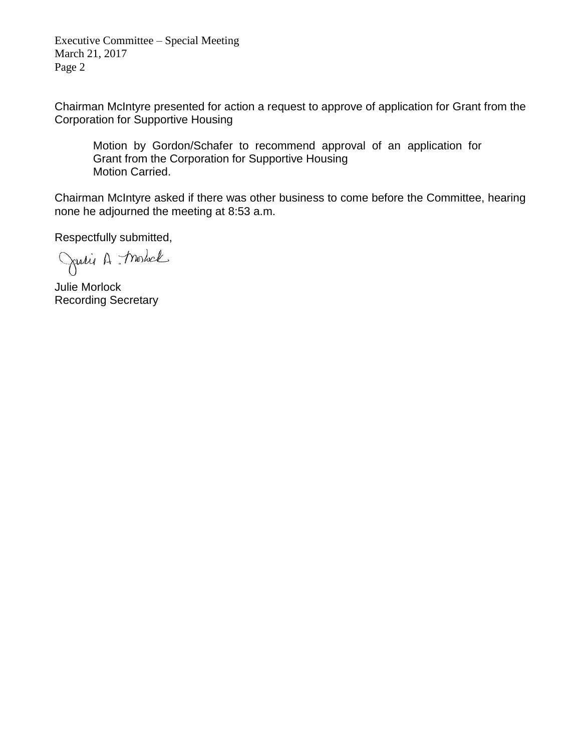Chairman McIntyre presented for action a request to approve of application for Grant from the Corporation for Supportive Housing

> Motion by Gordon/Schafer to recommend approval of an application for Grant from the Corporation for Supportive Housing
> Motion Carried.

Chairman McIntyre asked if there was other business to come before the Committee, hearing none he adjourned the meeting at 8:53 a.m.

Respectfully submitted,

Julie A. Morlock

Julie Morlock
Recording Secretary